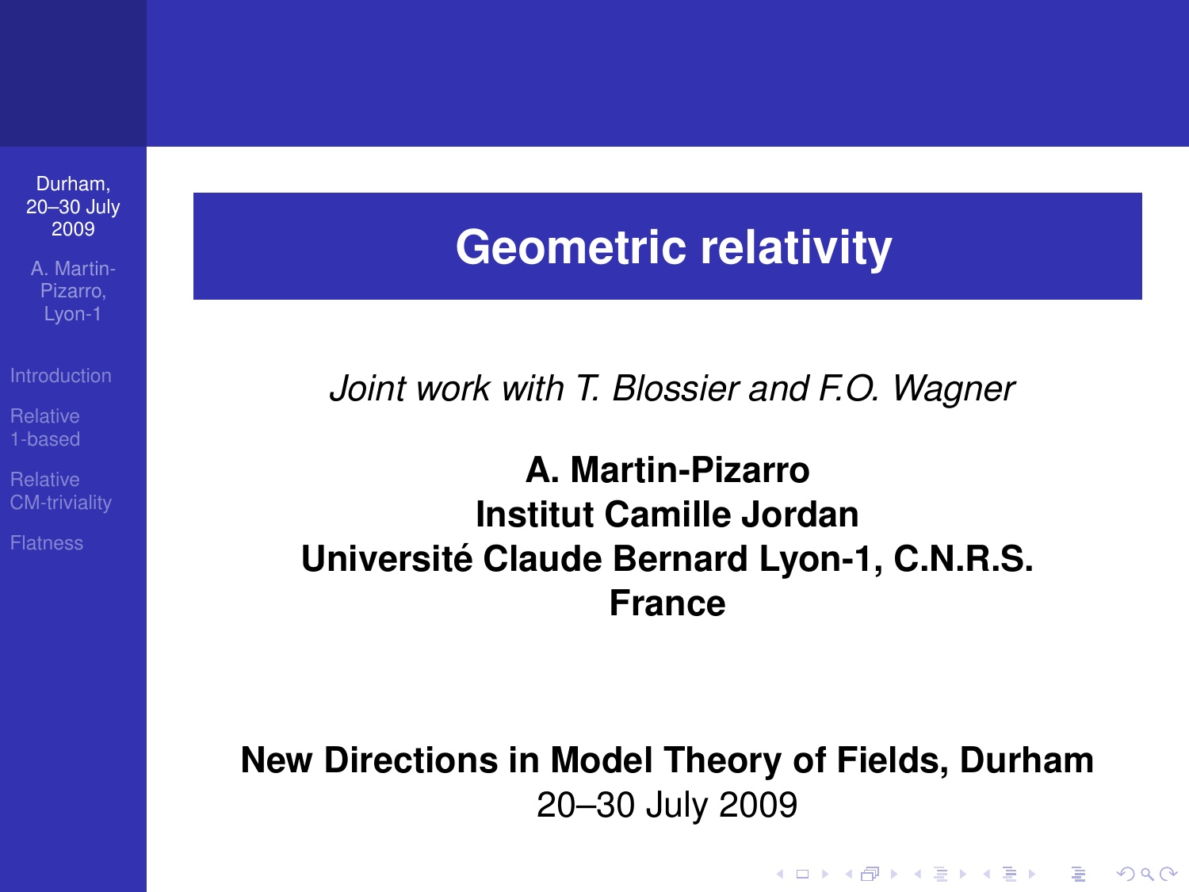# Geometric relativity

*Joint work with T. Blossier and F.O. Wagner*

**A. Martin-Pizarro**
**Institut Camille Jordan**
**Université Claude Bernard Lyon-1, C.N.R.S.**
**France**

**New Directions in Model Theory of Fields, Durham**
20–30 July 2009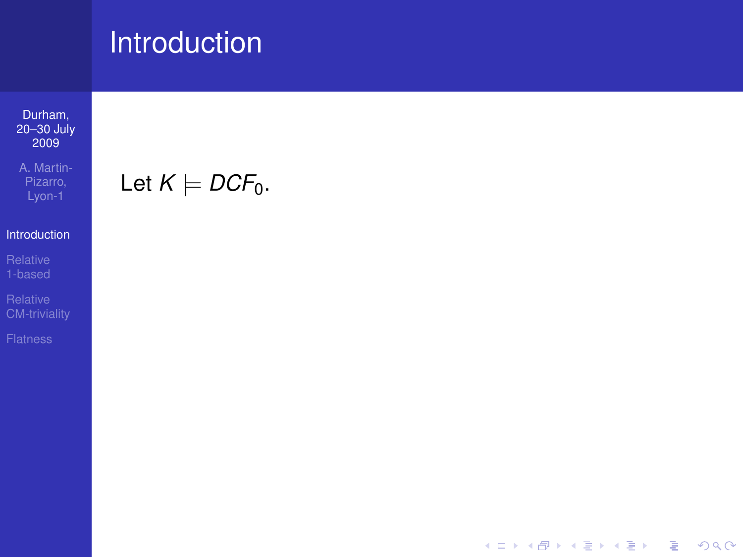# Introduction

Let $K \models DCF_0$.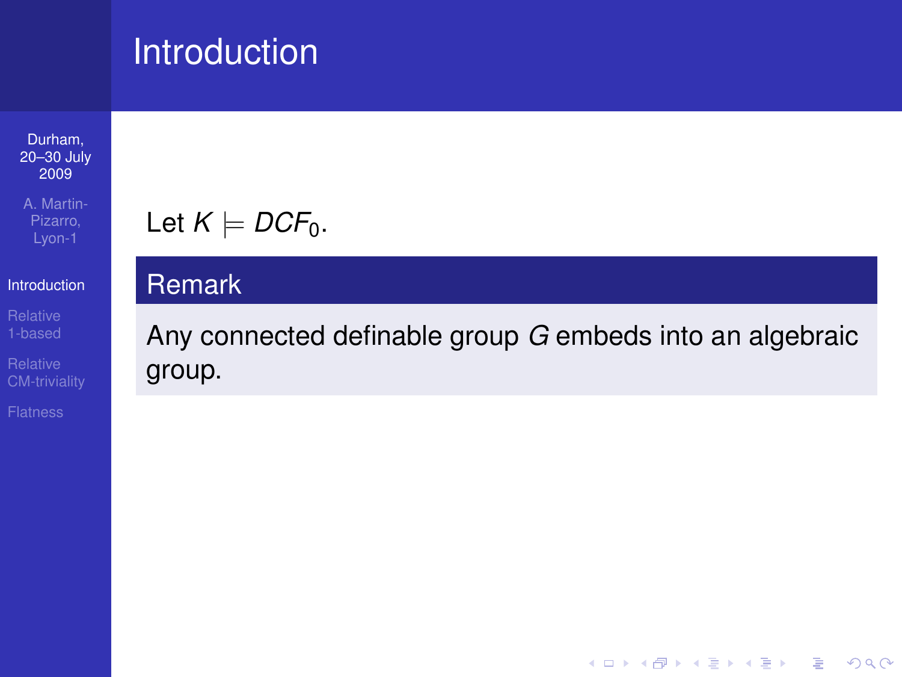# Introduction

Let $K \models DCF_0$.

**Remark**

Any connected definable group $G$ embeds into an algebraic group.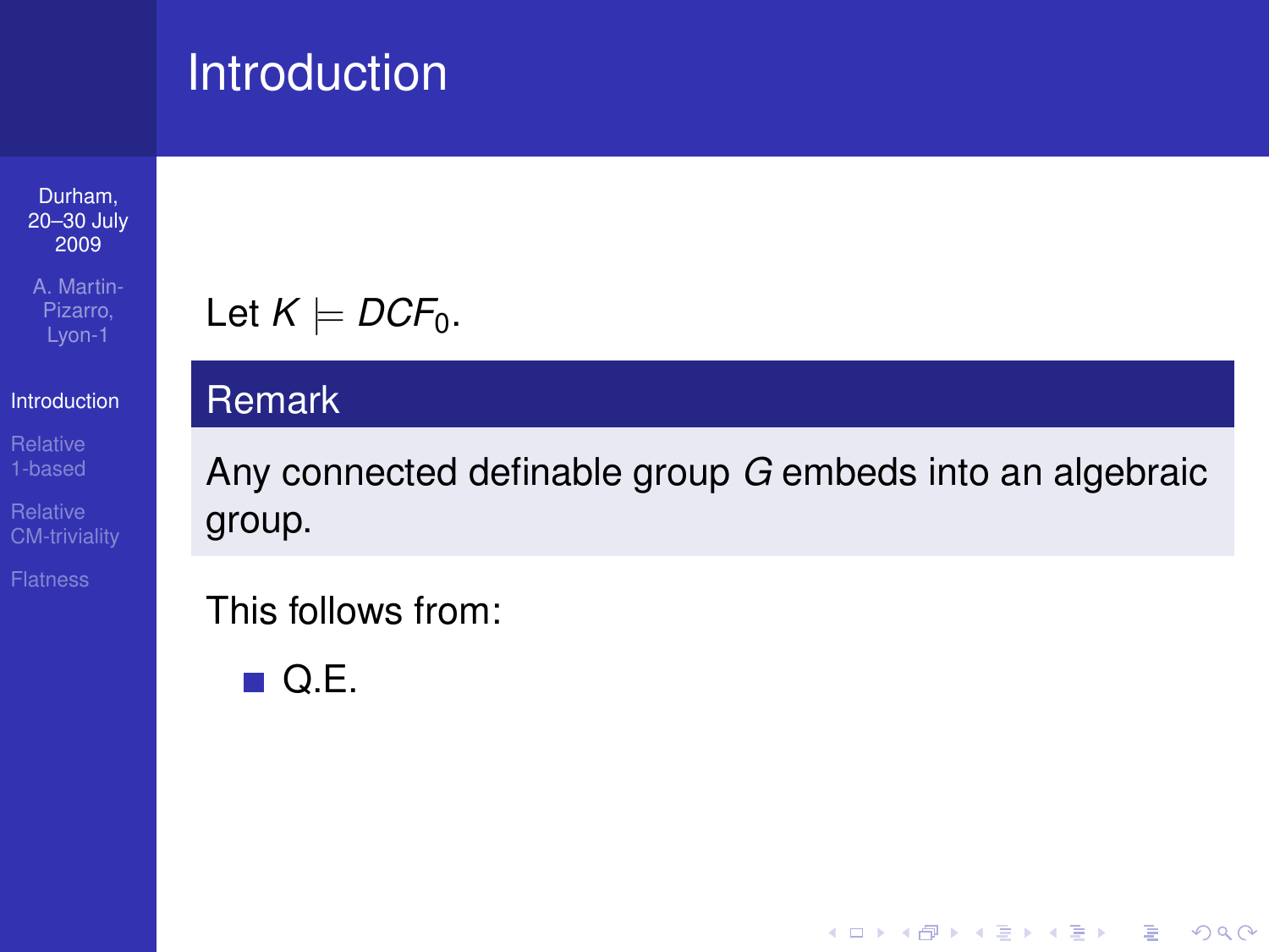## Introduction

Let $K \models DCF_0$.

**Remark**

Any connected definable group $G$ embeds into an algebraic group.

This follows from:

- Q.E.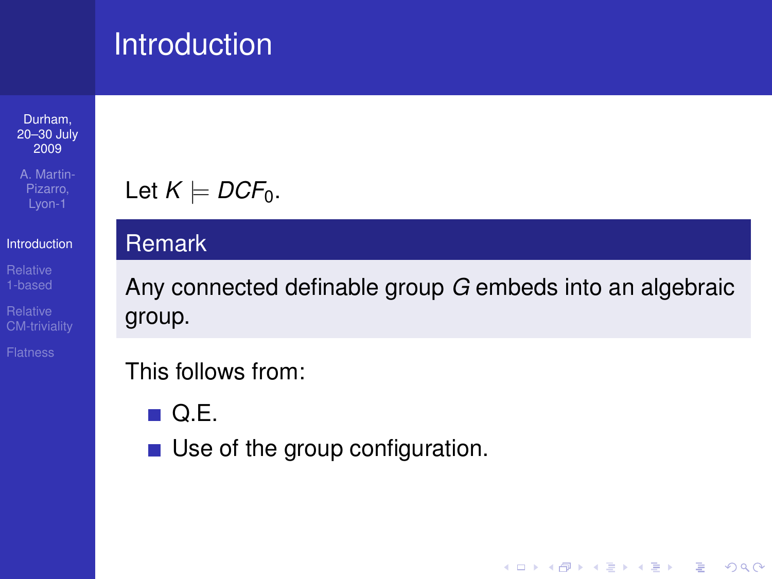# Introduction

Let $K \models DCF_0$.

**Remark**

Any connected definable group $G$ embeds into an algebraic group.

This follows from:

- Q.E.
- Use of the group configuration.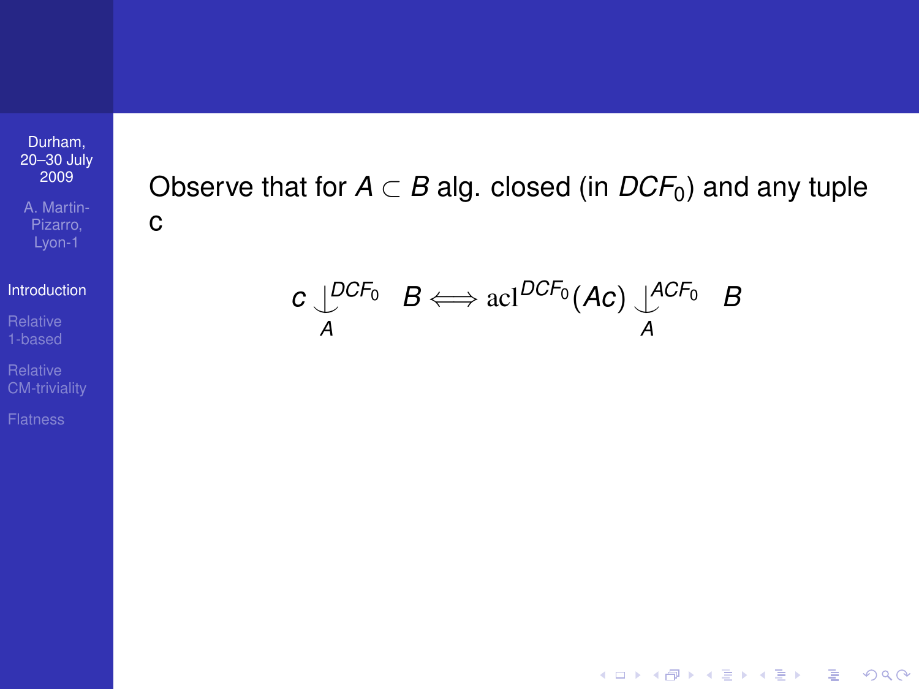Observe that for $A \subset B$ alg. closed (in $DCF_0$) and any tuple c

$$c \underset{A}{\downarrow}^{DCF_0} B \iff \operatorname{acl}^{DCF_0}(Ac) \underset{A}{\downarrow}^{ACF_0} B$$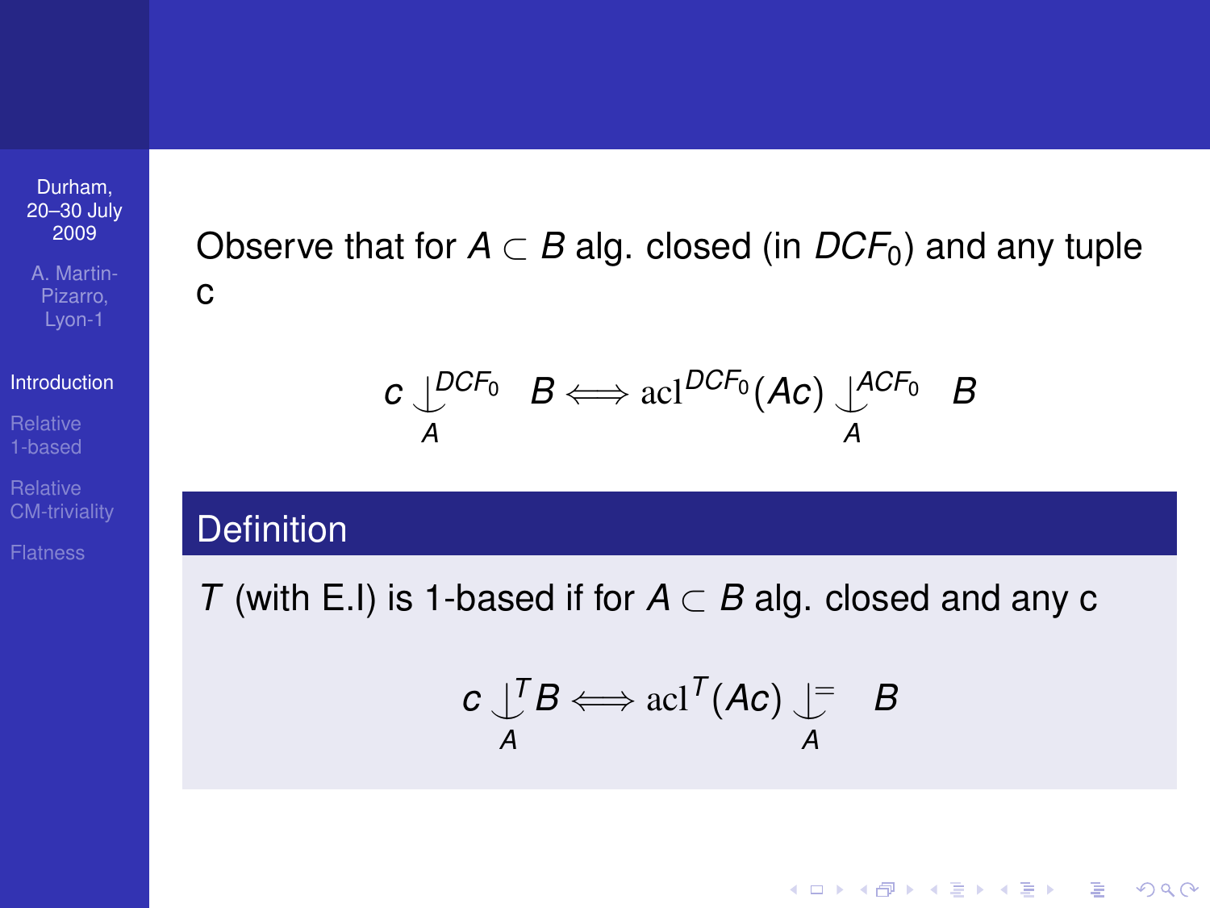Observe that for $A \subset B$ alg. closed (in $DCF_0$) and any tuple c

$$c \underset{A}{\downarrow}^{DCF_0} B \Longleftrightarrow \mathrm{acl}^{DCF_0}(Ac) \underset{A}{\downarrow}^{ACF_0} B$$

## Definition

$T$ (with E.I) is 1-based if for $A \subset B$ alg. closed and any c

$$c \underset{A}{\downarrow}^{T} B \Longleftrightarrow \mathrm{acl}^{T}(Ac) \underset{A}{\downarrow}^{=} B$$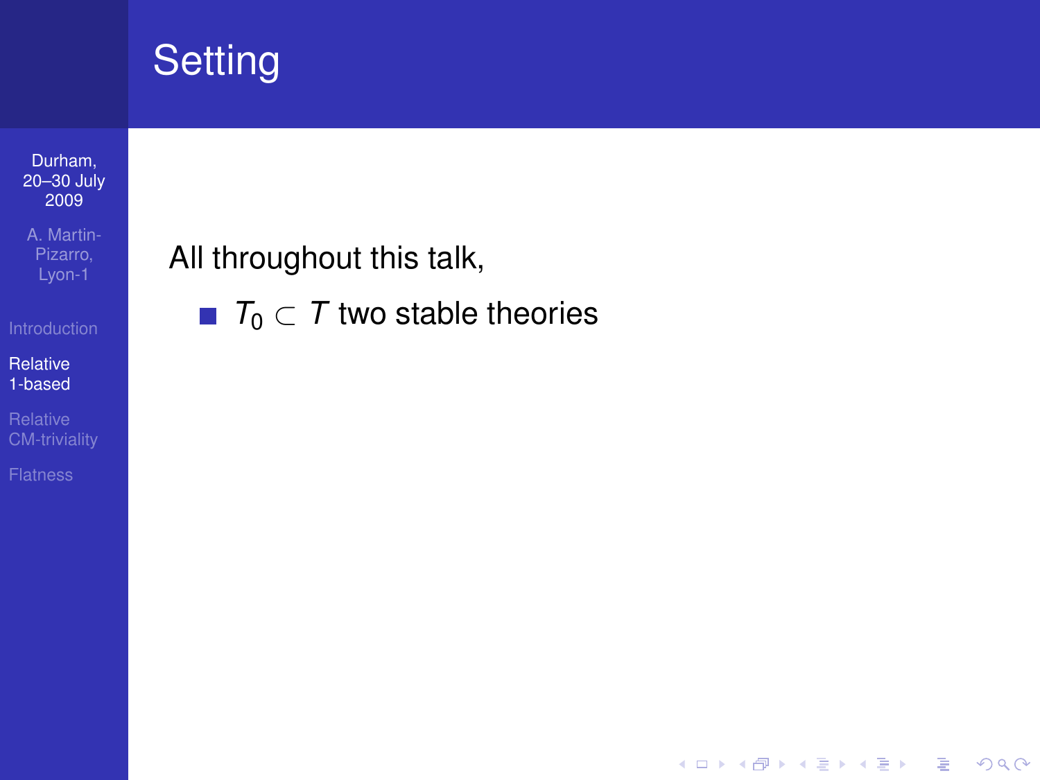# Setting

All throughout this talk,

- $T_0 \subset T$ two stable theories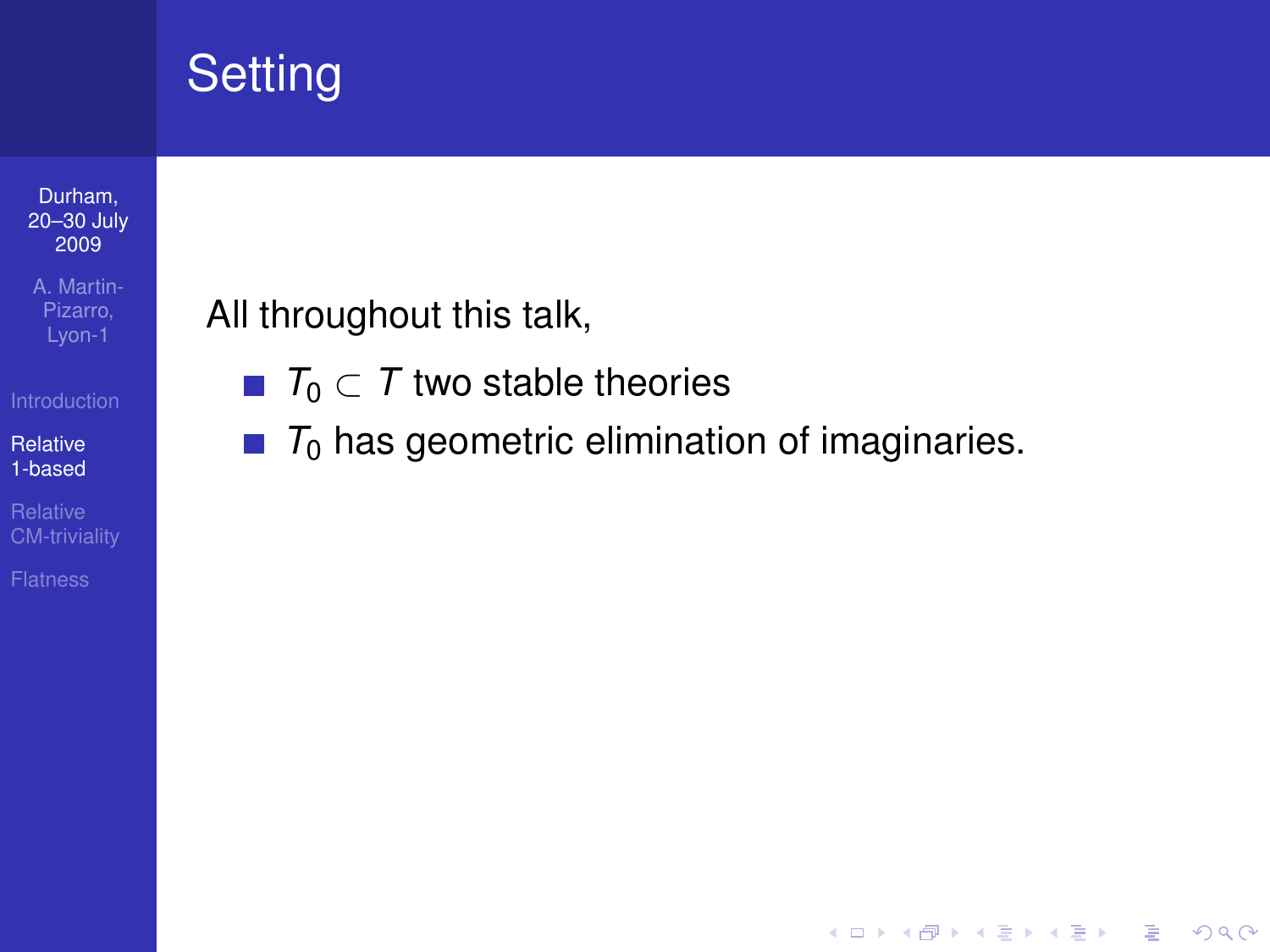# Setting

All throughout this talk,

- $T_0 \subset T$ two stable theories
- $T_0$ has geometric elimination of imaginaries.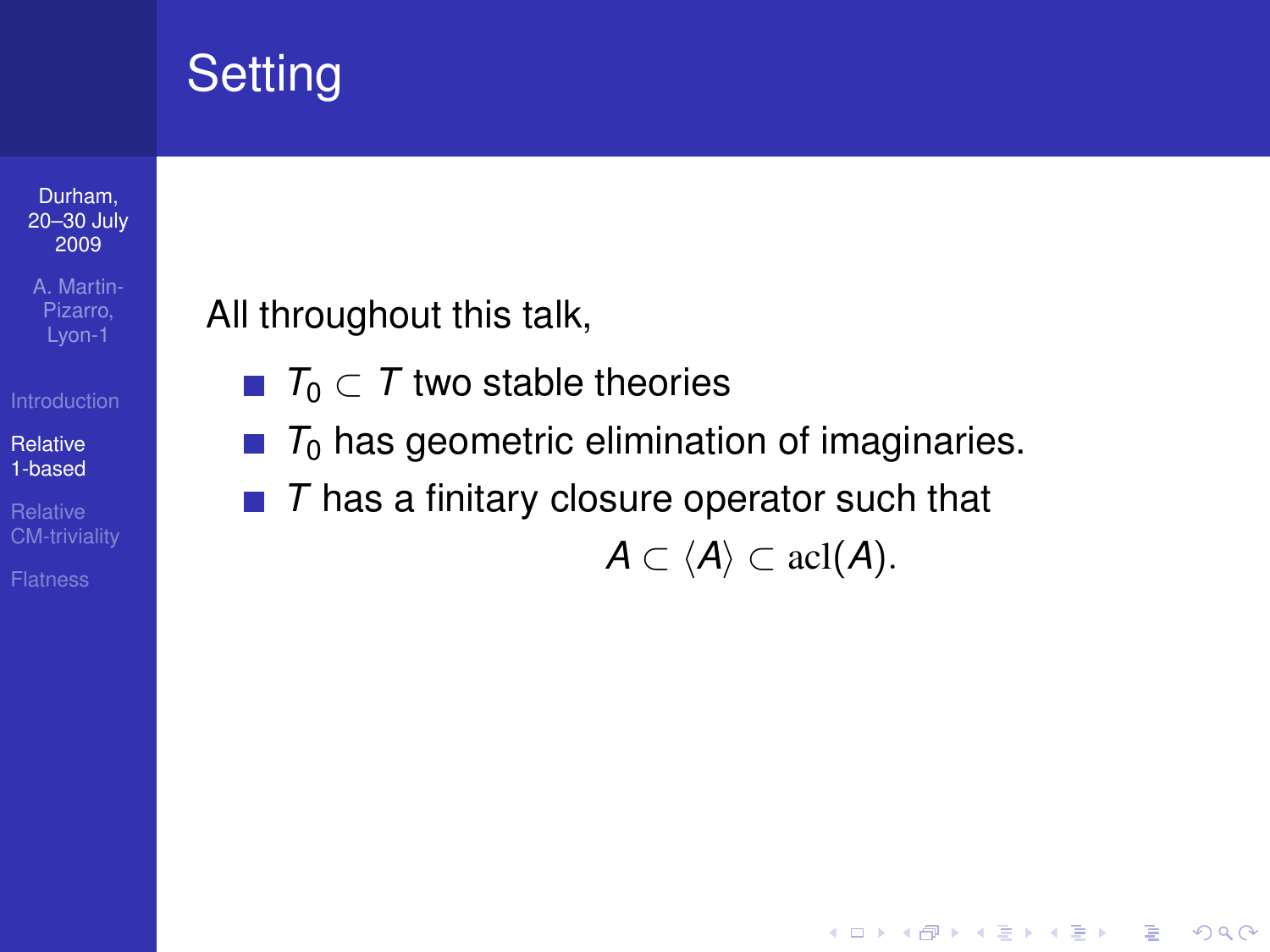# Setting

All throughout this talk,

- $T_0 \subset T$ two stable theories
- $T_0$ has geometric elimination of imaginaries.
- $T$ has a finitary closure operator such that

$$A \subset \langle A \rangle \subset \operatorname{acl}(A).$$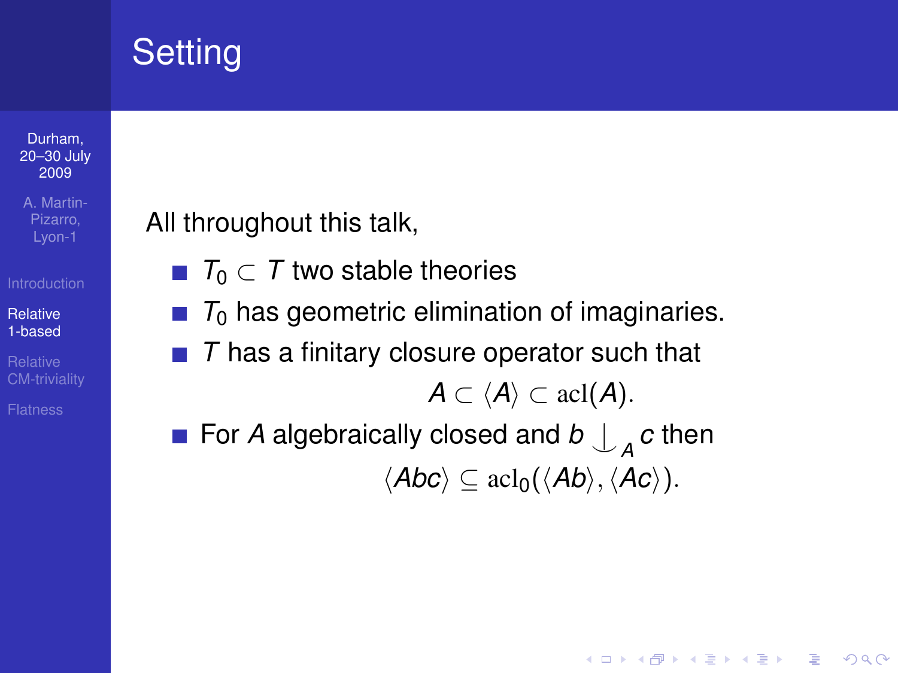# Setting

All throughout this talk,

- $T_0 \subset T$ two stable theories
- $T_0$ has geometric elimination of imaginaries.
- $T$ has a finitary closure operator such that

$$A \subset \langle A \rangle \subset \mathrm{acl}(A).$$

- For $A$ algebraically closed and $b \mathop{\smile\!\!\!\!\!\!\mid}_A c$ then

$$\langle Abc \rangle \subseteq \mathrm{acl}_0(\langle Ab \rangle, \langle Ac \rangle).$$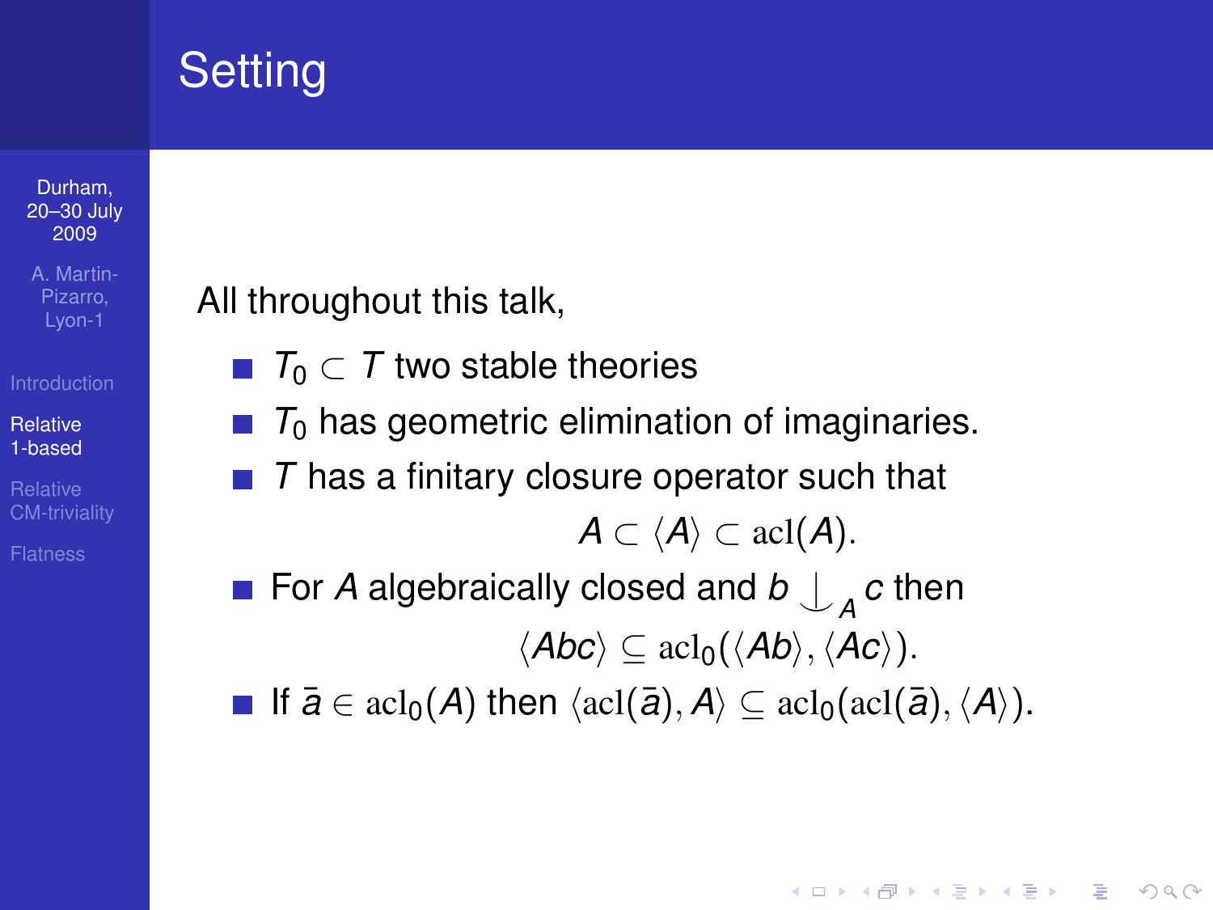# Setting

All throughout this talk,

- $T_0 \subset T$ two stable theories
- $T_0$ has geometric elimination of imaginaries.
- $T$ has a finitary closure operator such that

$$A \subset \langle A \rangle \subset \mathrm{acl}(A).$$

- For $A$ algebraically closed and $b \mathop{\smile\!\!\!\!\!\!\,|}_A c$ then

$$\langle Abc \rangle \subseteq \mathrm{acl}_0(\langle Ab \rangle, \langle Ac \rangle).$$

- If $\bar{a} \in \mathrm{acl}_0(A)$ then $\langle \mathrm{acl}(\bar{a}), A \rangle \subseteq \mathrm{acl}_0(\mathrm{acl}(\bar{a}), \langle A \rangle)$.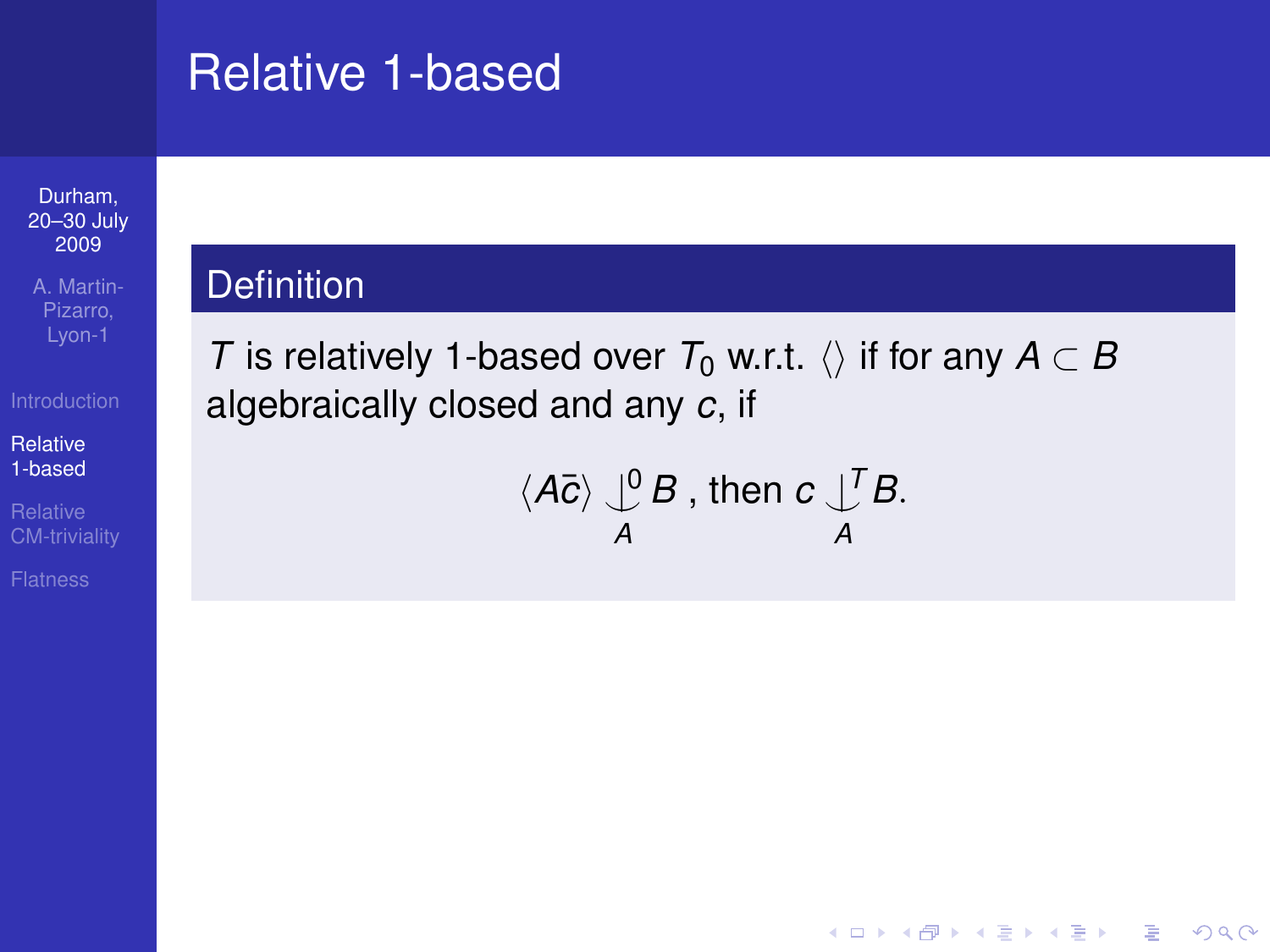# Relative 1-based

## Definition

$T$ is relatively 1-based over $T_0$ w.r.t. $\langle\rangle$ if for any $A \subset B$ algebraically closed and any $c$, if

$$\langle A\bar{c}\rangle \mathop{\smile\!\!\!\!\!\!\mid}^{0}_{A} B \text{ , then } c \mathop{\smile\!\!\!\!\!\!\mid}^{T}_{A} B.$$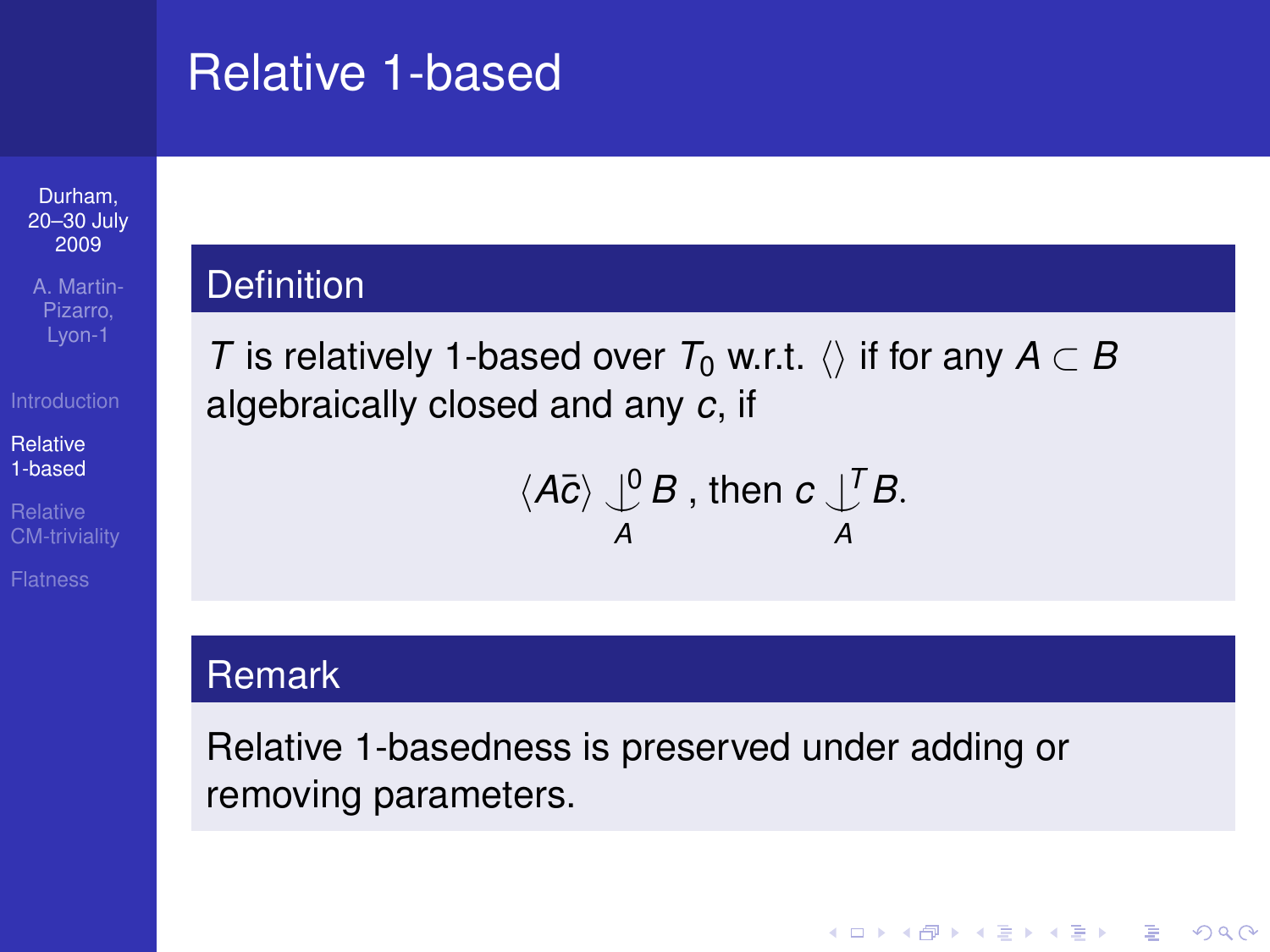# Relative 1-based

## Definition

$T$ is relatively 1-based over $T_0$ w.r.t. $\langle\rangle$ if for any $A \subset B$ algebraically closed and any $c$, if

$$\langle A\bar{c}\rangle \mathop{\smile\!\!\!\!\!\!\mid}^{0}_{A} B \text{ , then } c \mathop{\smile\!\!\!\!\!\!\mid}^{T}_{A} B.$$

## Remark

Relative 1-basedness is preserved under adding or removing parameters.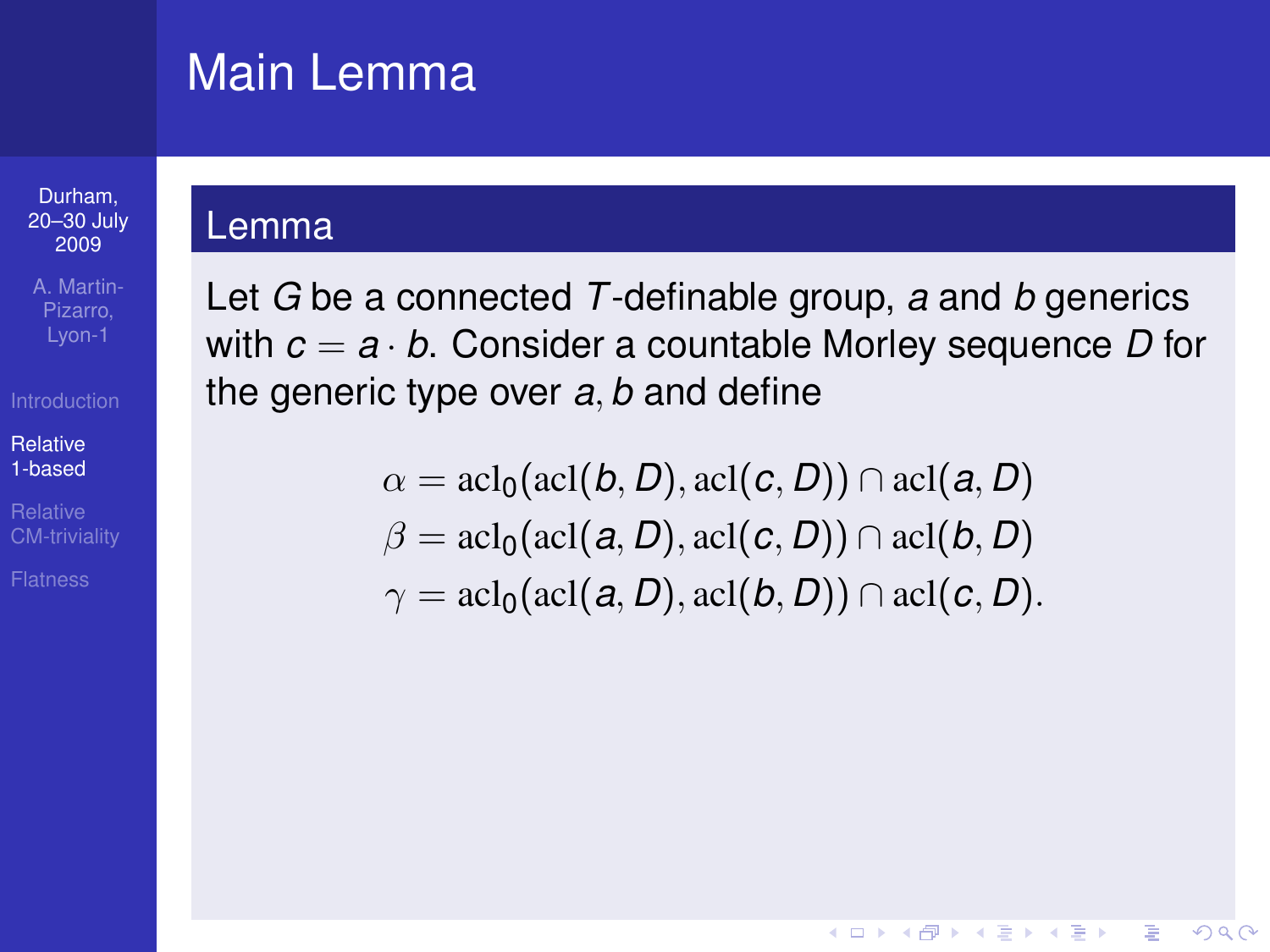# Main Lemma

## Lemma

Let $G$ be a connected $T$-definable group, $a$ and $b$ generics with $c = a \cdot b$. Consider a countable Morley sequence $D$ for the generic type over $a, b$ and define

$$\alpha = \mathrm{acl}_0(\mathrm{acl}(b, D), \mathrm{acl}(c, D)) \cap \mathrm{acl}(a, D)$$
$$\beta = \mathrm{acl}_0(\mathrm{acl}(a, D), \mathrm{acl}(c, D)) \cap \mathrm{acl}(b, D)$$
$$\gamma = \mathrm{acl}_0(\mathrm{acl}(a, D), \mathrm{acl}(b, D)) \cap \mathrm{acl}(c, D).$$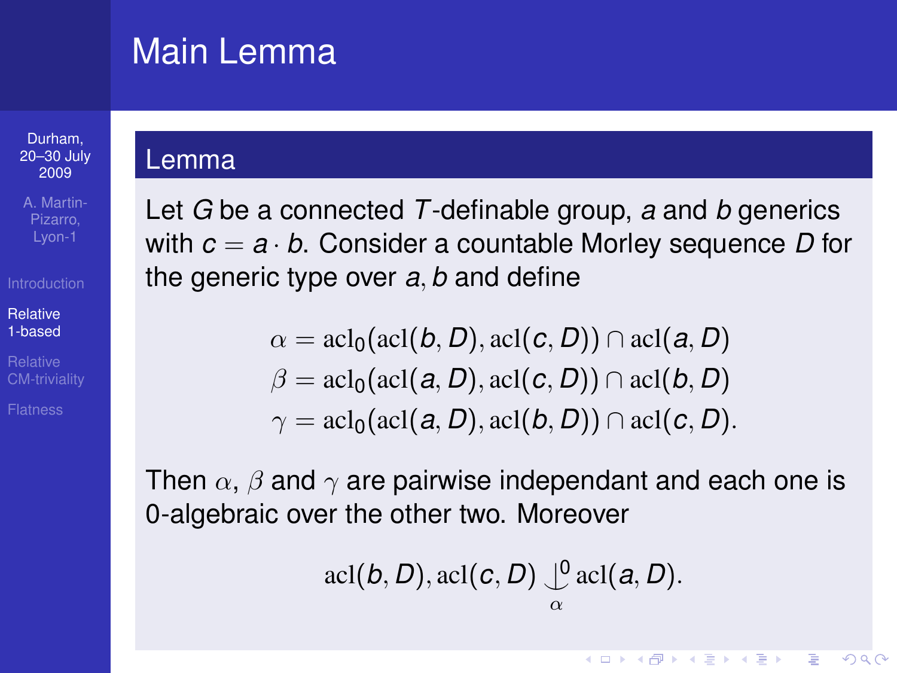# Main Lemma

## Lemma

Let $G$ be a connected $T$-definable group, $a$ and $b$ generics with $c = a \cdot b$. Consider a countable Morley sequence $D$ for the generic type over $a, b$ and define

$$\alpha = \mathrm{acl}_0(\mathrm{acl}(b, D), \mathrm{acl}(c, D)) \cap \mathrm{acl}(a, D)$$
$$\beta = \mathrm{acl}_0(\mathrm{acl}(a, D), \mathrm{acl}(c, D)) \cap \mathrm{acl}(b, D)$$
$$\gamma = \mathrm{acl}_0(\mathrm{acl}(a, D), \mathrm{acl}(b, D)) \cap \mathrm{acl}(c, D).$$

Then $\alpha$, $\beta$ and $\gamma$ are pairwise independant and each one is 0-algebraic over the other two. Moreover

$$\mathrm{acl}(b, D), \mathrm{acl}(c, D) \underset{\alpha}{\overset{0}{\perp\!\!\!\!\perp}} \mathrm{acl}(a, D).$$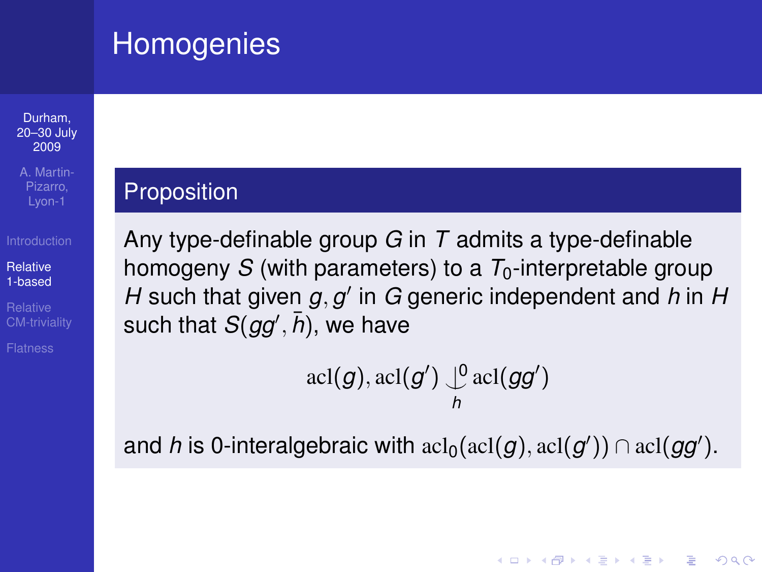# Homogenies

## Proposition

Any type-definable group $G$ in $T$ admits a type-definable homogeny $S$ (with parameters) to a $T_0$-interpretable group $H$ such that given $g, g'$ in $G$ generic independent and $h$ in $H$ such that $S(gg', \bar{h})$, we have

$$\operatorname{acl}(g), \operatorname{acl}(g') \mathop{\smile\!\!\!\!\!\!\,|}^{0}_{h} \operatorname{acl}(gg')$$

and $h$ is 0-interalgebraic with $\operatorname{acl}_0(\operatorname{acl}(g), \operatorname{acl}(g')) \cap \operatorname{acl}(gg')$.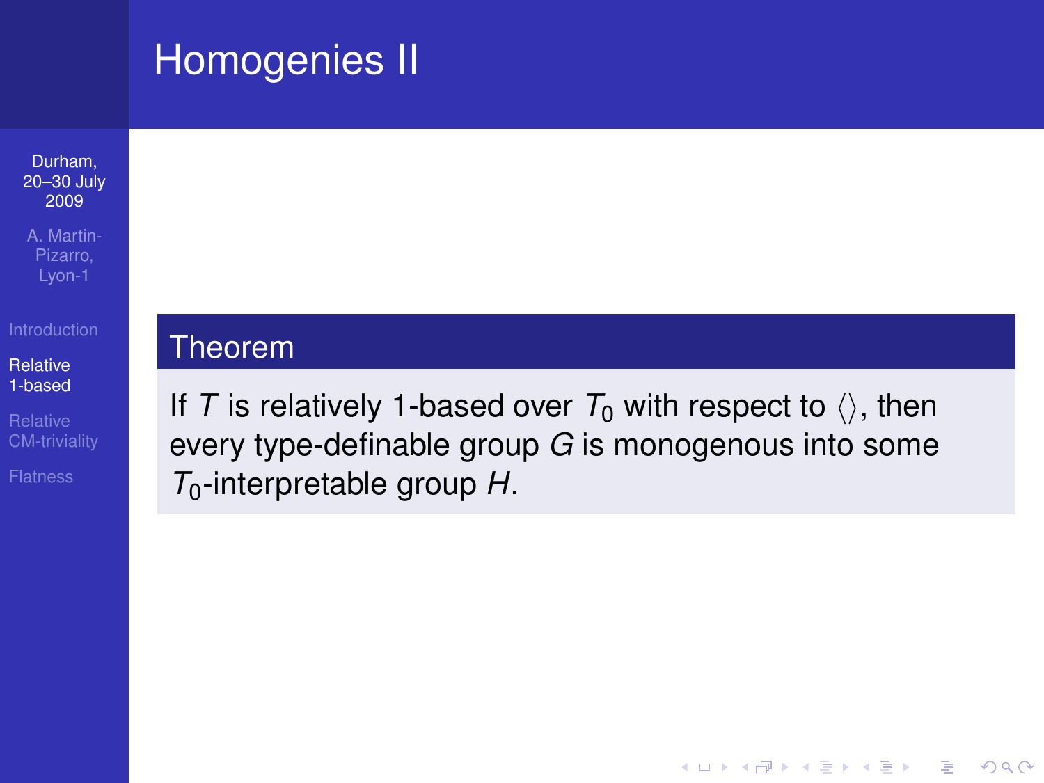# Homogenies II

**Theorem**

If $T$ is relatively 1-based over $T_0$ with respect to $\langle\rangle$, then every type-definable group $G$ is monogenous into some $T_0$-interpretable group $H$.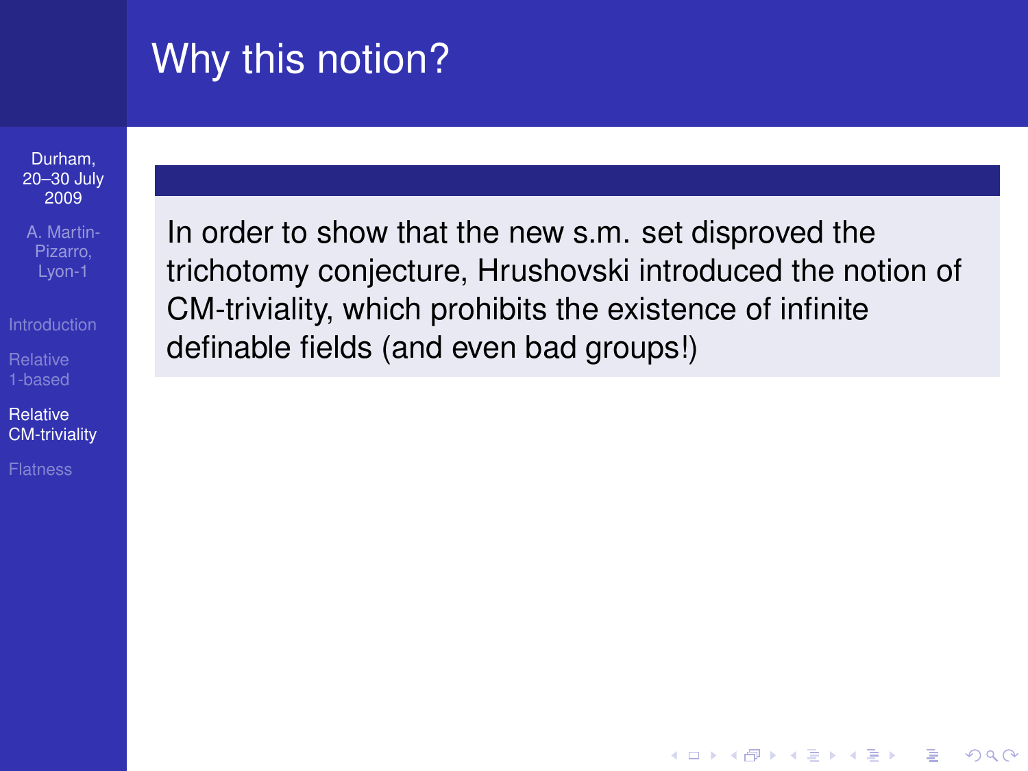# Why this notion?

In order to show that the new s.m. set disproved the trichotomy conjecture, Hrushovski introduced the notion of CM-triviality, which prohibits the existence of infinite definable fields (and even bad groups!)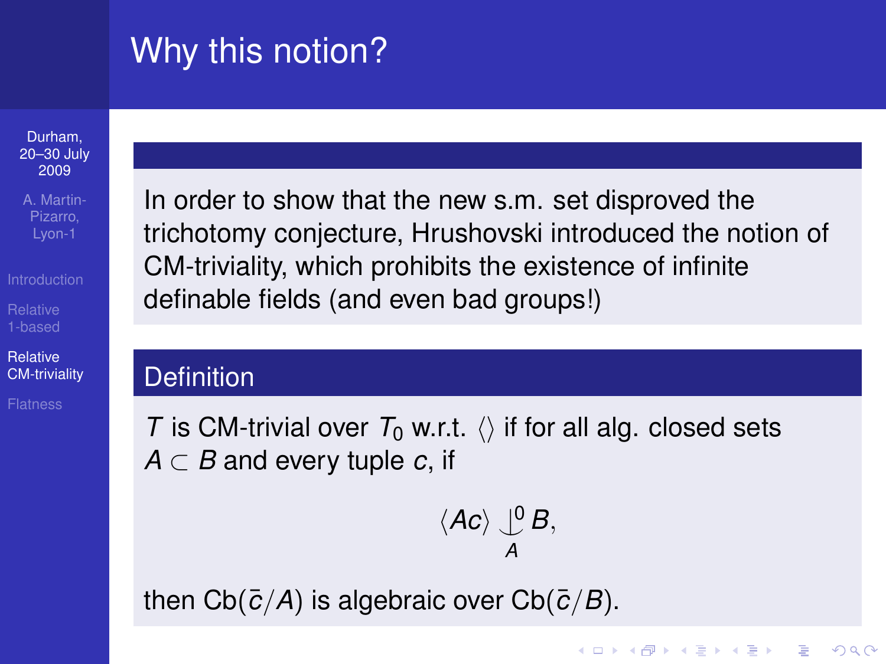# Why this notion?

In order to show that the new s.m. set disproved the trichotomy conjecture, Hrushovski introduced the notion of CM-triviality, which prohibits the existence of infinite definable fields (and even bad groups!)

## Definition

$T$ is CM-trivial over $T_0$ w.r.t. $\langle\rangle$ if for all alg. closed sets $A \subset B$ and every tuple $c$, if

$$\langle Ac \rangle \underset{A}{\overset{0}{\downarrow}} B,$$

then $\mathrm{Cb}(\bar{c}/A)$ is algebraic over $\mathrm{Cb}(\bar{c}/B)$.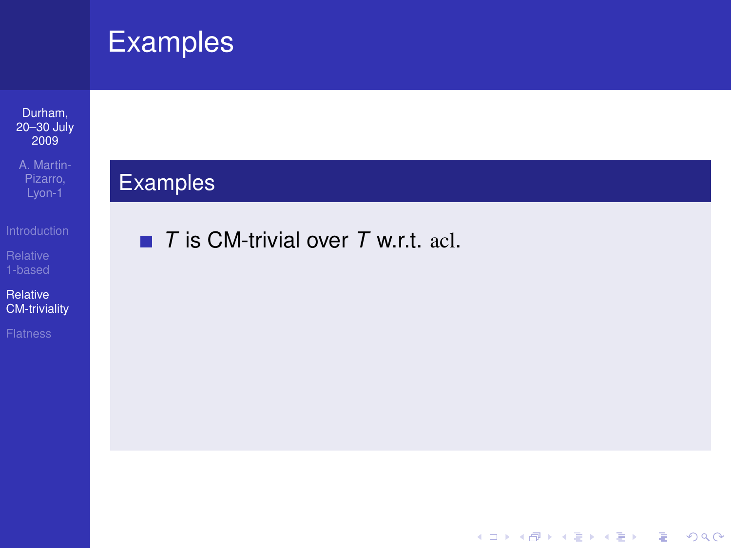# Examples

## Examples

- $T$ is CM-trivial over $T$ w.r.t. $\mathrm{acl}$.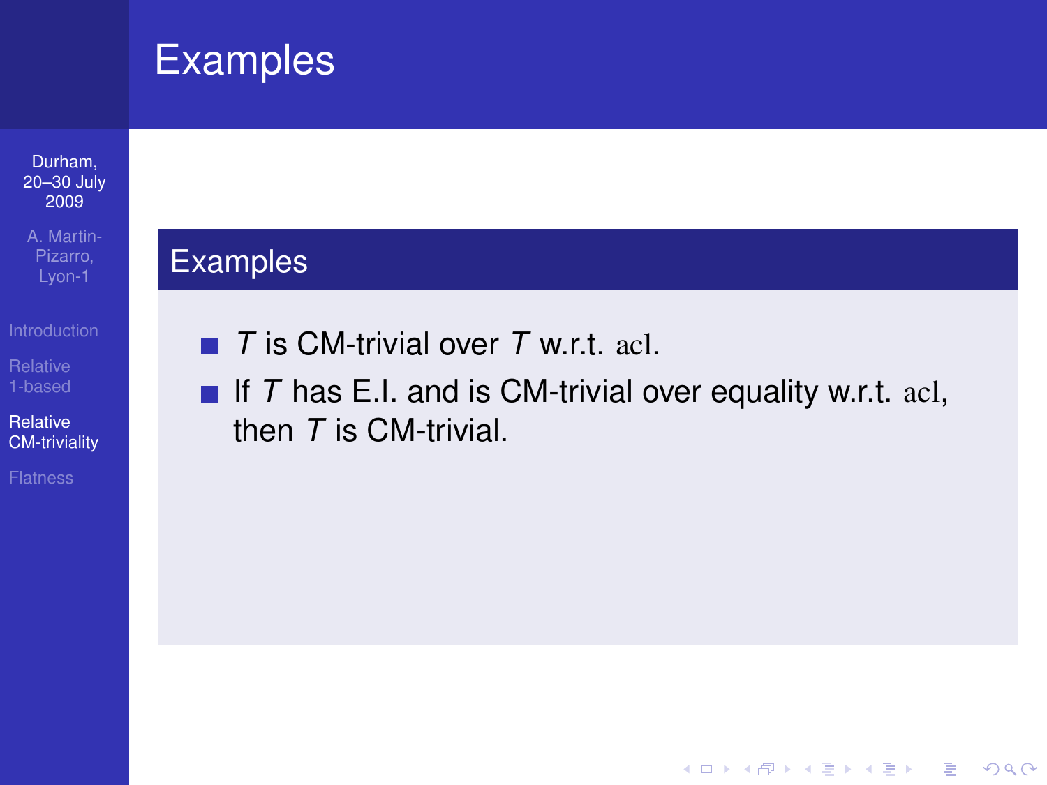# Examples

## Examples

- $T$ is CM-trivial over $T$ w.r.t. $\mathrm{acl}$.
- If $T$ has E.I. and is CM-trivial over equality w.r.t. $\mathrm{acl}$, then $T$ is CM-trivial.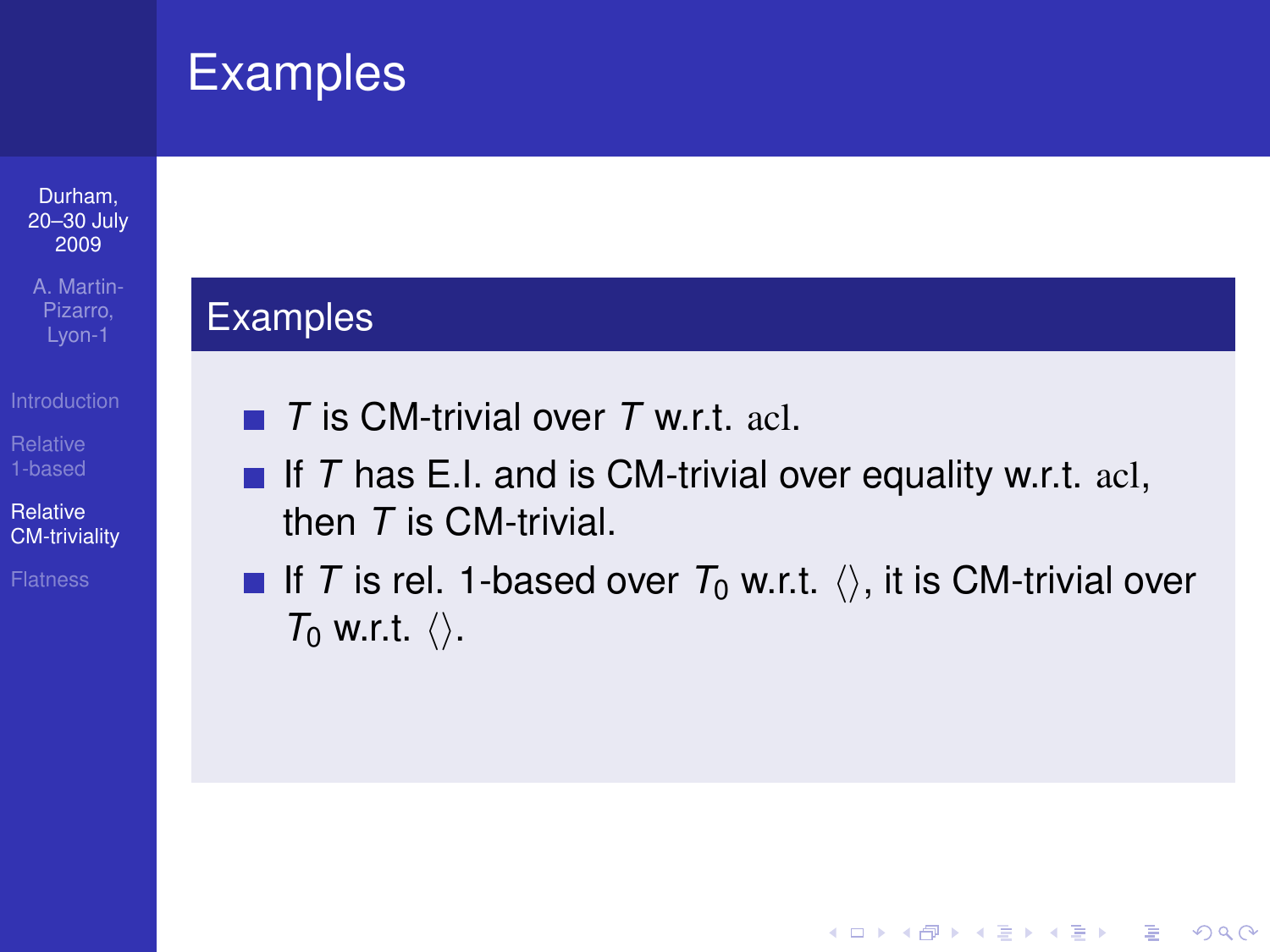# Examples

## Examples

- $T$ is CM-trivial over $T$ w.r.t. $\mathrm{acl}$.
- If $T$ has E.I. and is CM-trivial over equality w.r.t. $\mathrm{acl}$, then $T$ is CM-trivial.
- If $T$ is rel. 1-based over $T_0$ w.r.t. $\langle\rangle$, it is CM-trivial over $T_0$ w.r.t. $\langle\rangle$.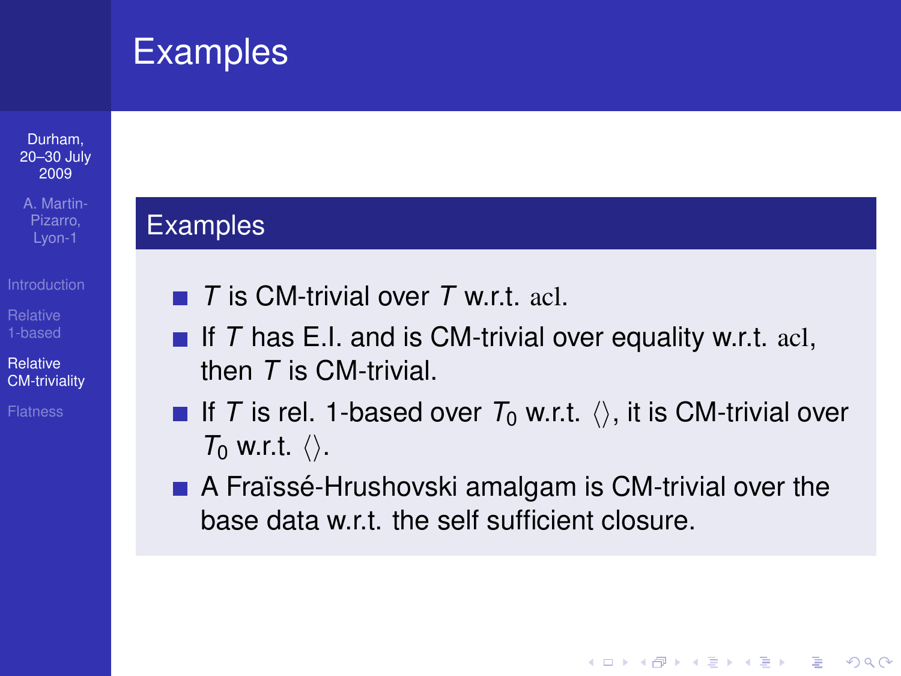# Examples

## Examples

- $T$ is CM-trivial over $T$ w.r.t. $\mathrm{acl}$.
- If $T$ has E.I. and is CM-trivial over equality w.r.t. $\mathrm{acl}$, then $T$ is CM-trivial.
- If $T$ is rel. 1-based over $T_0$ w.r.t. $\langle\rangle$, it is CM-trivial over $T_0$ w.r.t. $\langle\rangle$.
- A Fraïssé-Hrushovski amalgam is CM-trivial over the base data w.r.t. the self sufficient closure.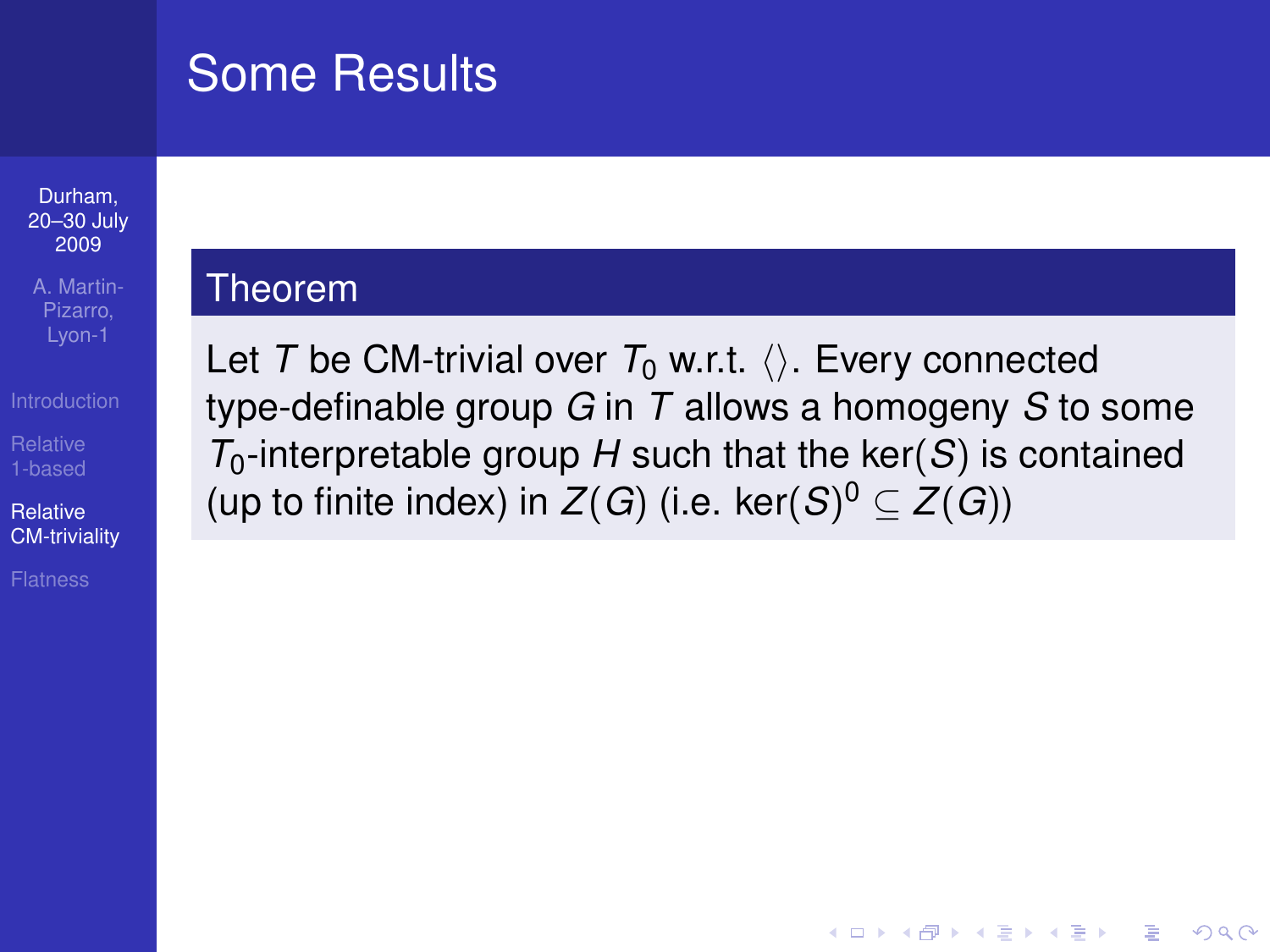# Some Results

## Theorem

Let $T$ be CM-trivial over $T_0$ w.r.t. $\langle\rangle$. Every connected type-definable group $G$ in $T$ allows a homogeny $S$ to some $T_0$-interpretable group $H$ such that the $\ker(S)$ is contained (up to finite index) in $Z(G)$ (i.e. $\ker(S)^0 \subseteq Z(G)$)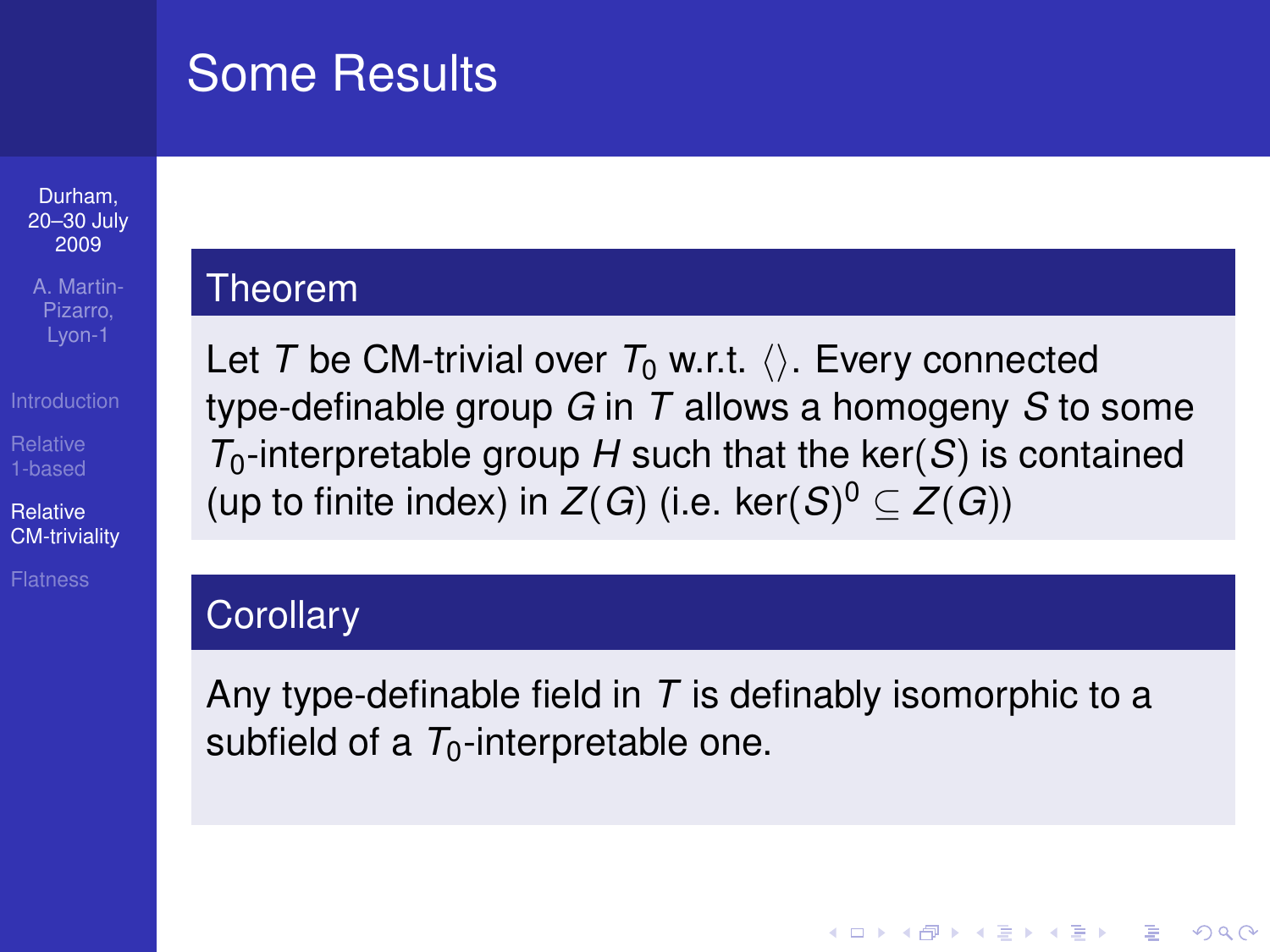# Some Results

**Theorem**

Let $T$ be CM-trivial over $T_0$ w.r.t. $\langle\rangle$. Every connected type-definable group $G$ in $T$ allows a homogeny $S$ to some $T_0$-interpretable group $H$ such that the $\ker(S)$ is contained (up to finite index) in $Z(G)$ (i.e. $\ker(S)^0 \subseteq Z(G)$)

**Corollary**

Any type-definable field in $T$ is definably isomorphic to a subfield of a $T_0$-interpretable one.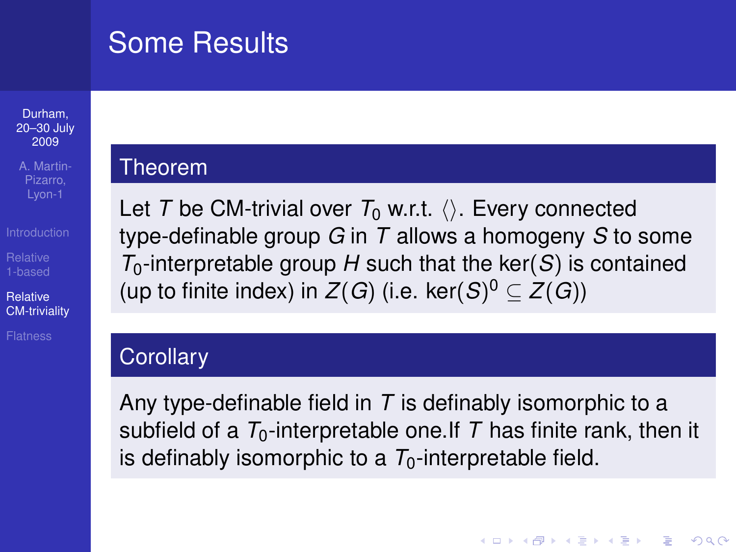# Some Results

**Theorem**

Let $T$ be CM-trivial over $T_0$ w.r.t. $\langle\rangle$. Every connected type-definable group $G$ in $T$ allows a homogeny $S$ to some $T_0$-interpretable group $H$ such that the $\ker(S)$ is contained (up to finite index) in $Z(G)$ (i.e. $\ker(S)^0 \subseteq Z(G)$)

**Corollary**

Any type-definable field in $T$ is definably isomorphic to a subfield of a $T_0$-interpretable one.If $T$ has finite rank, then it is definably isomorphic to a $T_0$-interpretable field.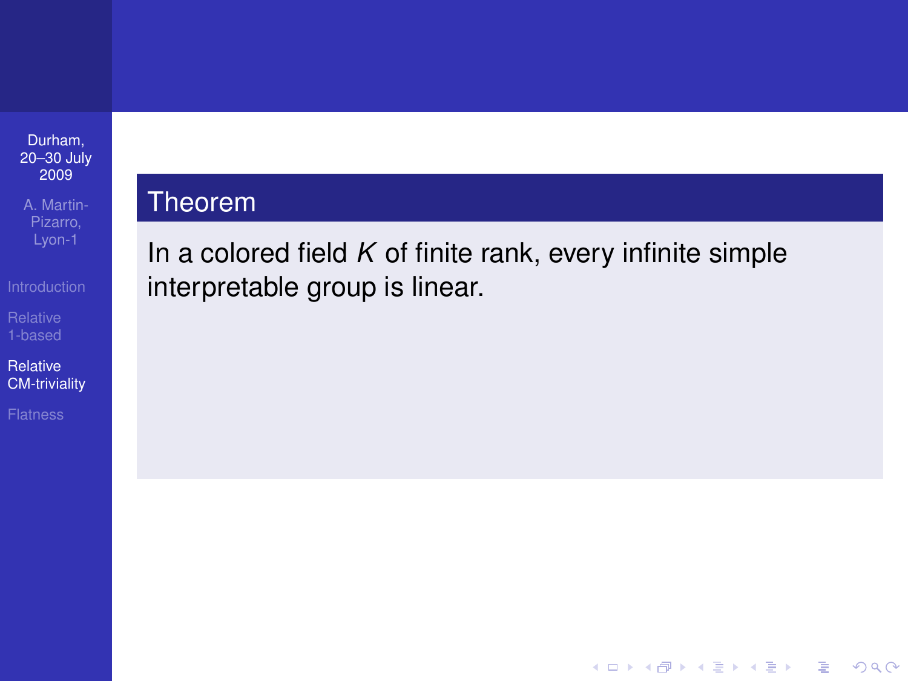**Theorem**

In a colored field $K$ of finite rank, every infinite simple interpretable group is linear.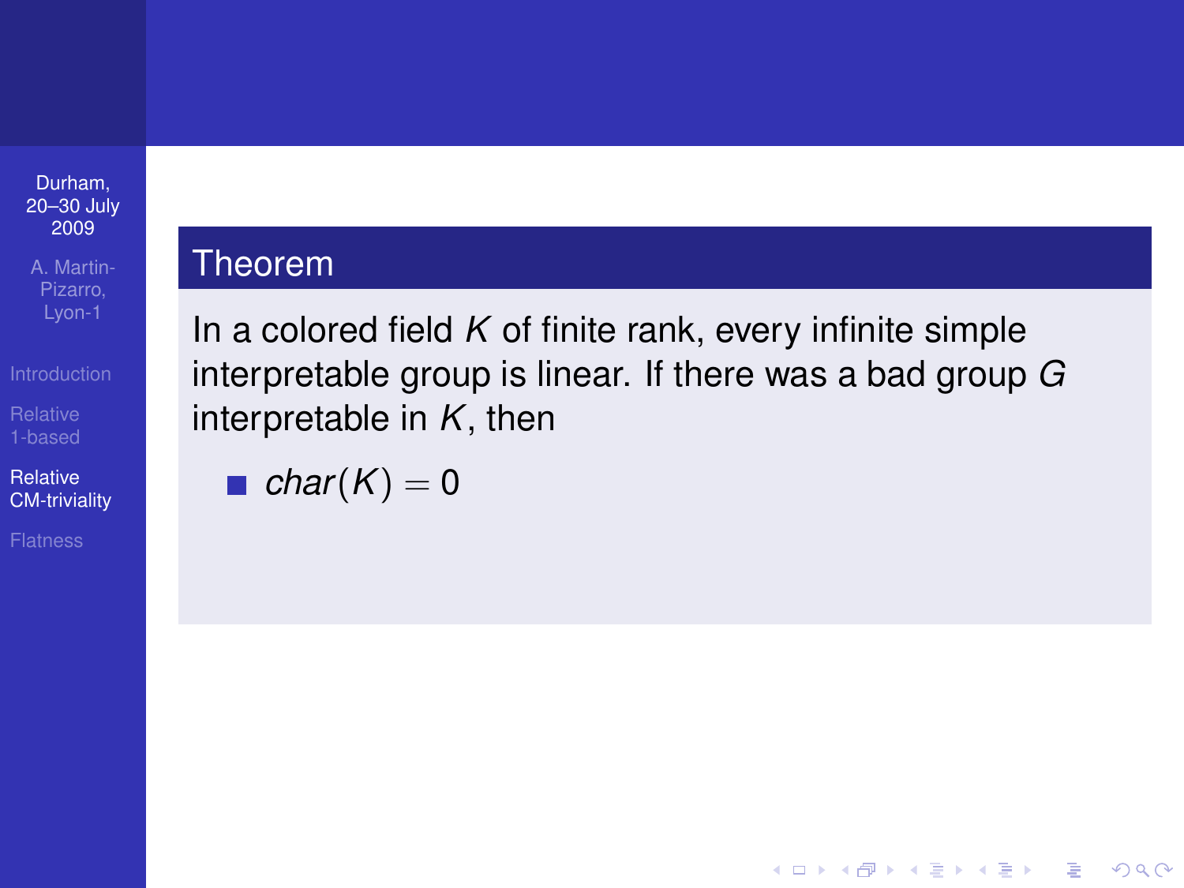**Theorem**

In a colored field $K$ of finite rank, every infinite simple interpretable group is linear. If there was a bad group $G$ interpretable in $K$, then

- $char(K) = 0$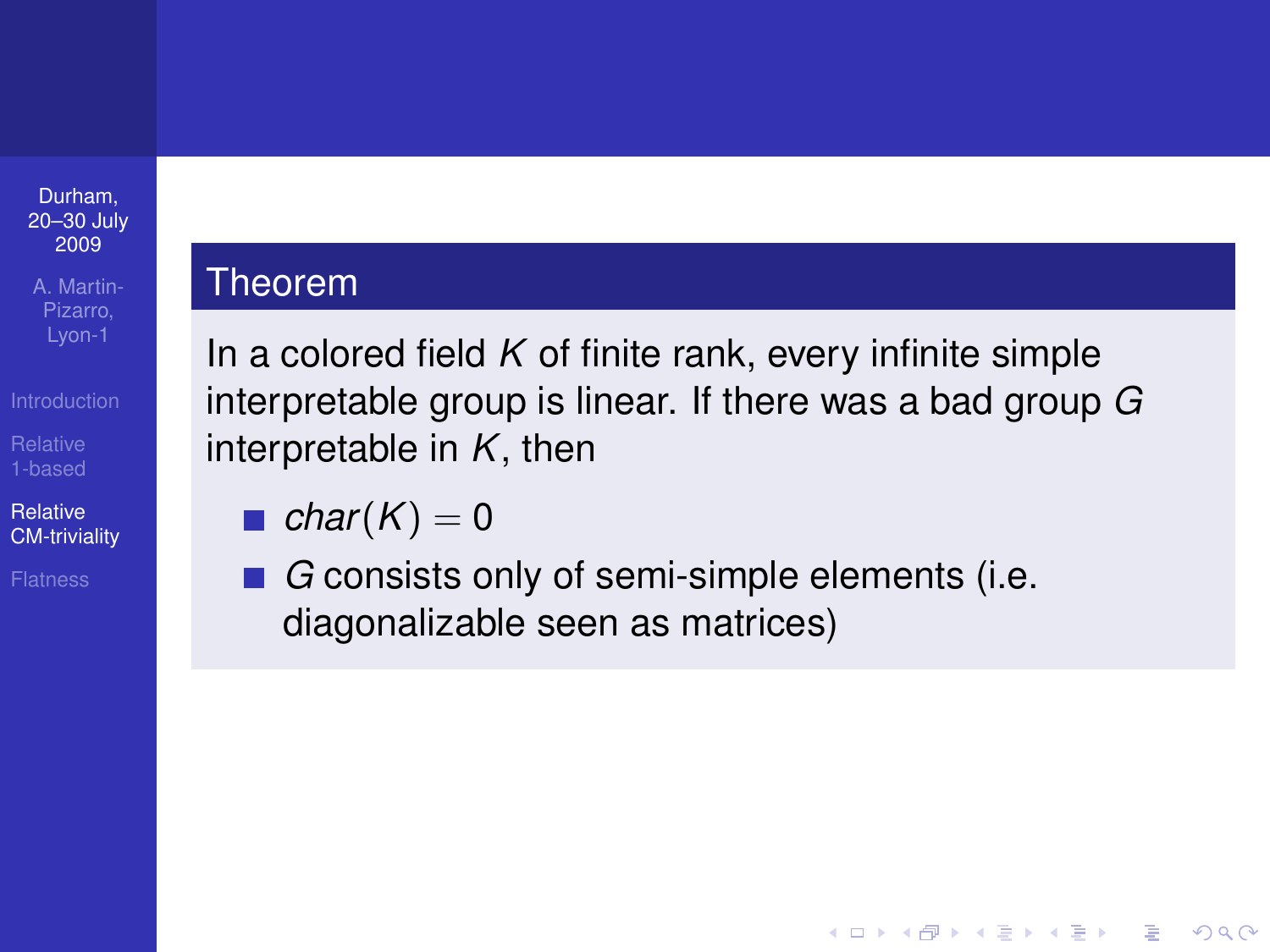**Theorem**

In a colored field $K$ of finite rank, every infinite simple interpretable group is linear. If there was a bad group $G$ interpretable in $K$, then

- $char(K) = 0$
- $G$ consists only of semi-simple elements (i.e. diagonalizable seen as matrices)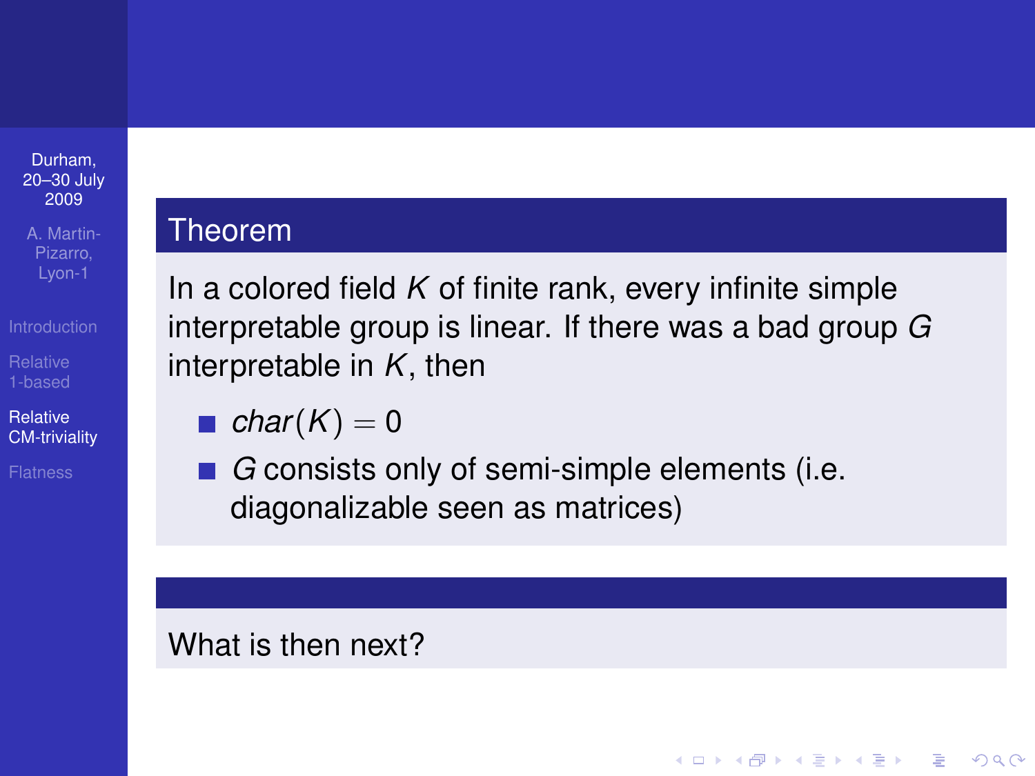**Theorem**

In a colored field $K$ of finite rank, every infinite simple interpretable group is linear. If there was a bad group $G$ interpretable in $K$, then

- $char(K) = 0$
- $G$ consists only of semi-simple elements (i.e. diagonalizable seen as matrices)

What is then next?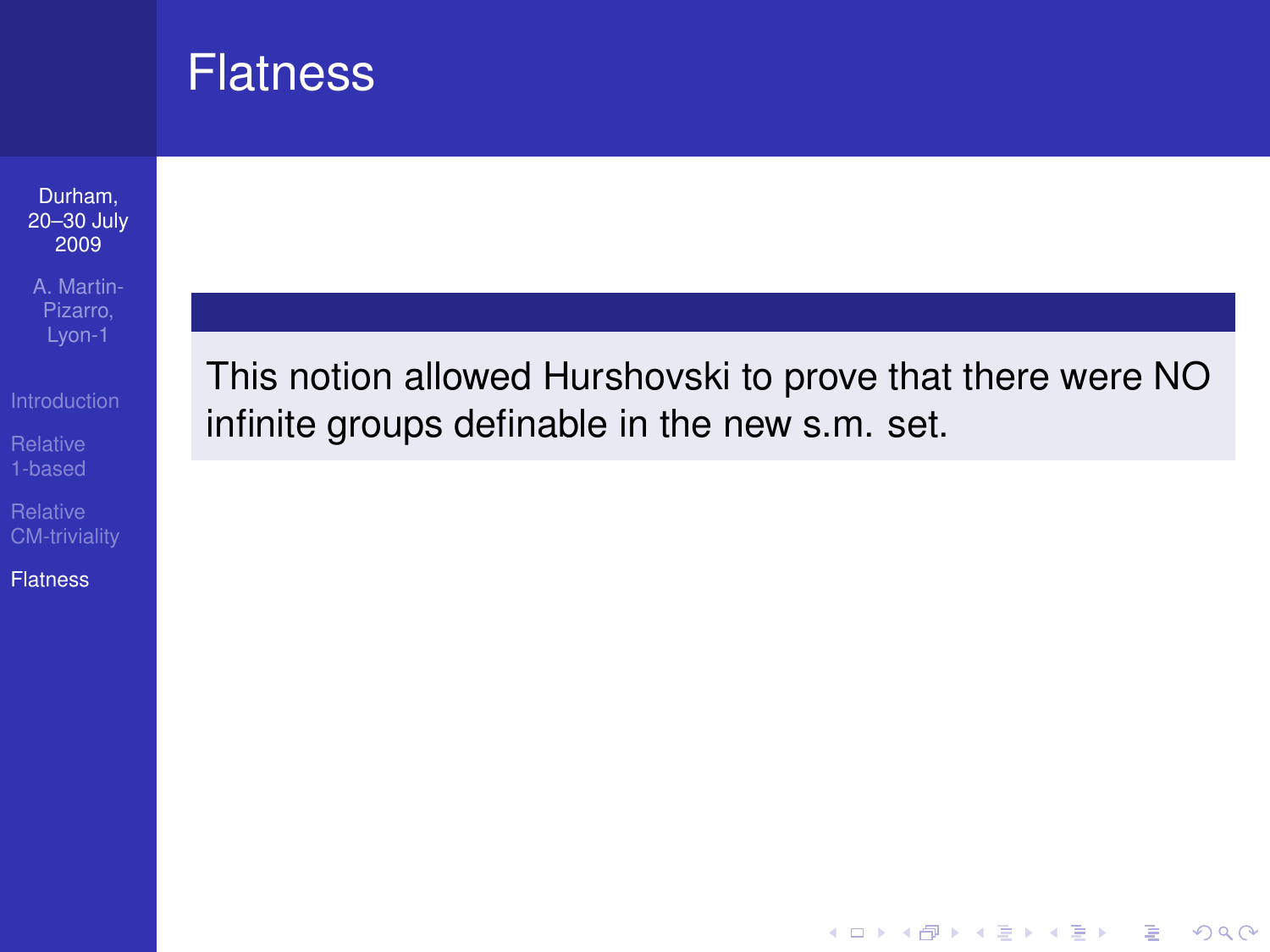# Flatness

This notion allowed Hurshovski to prove that there were NO infinite groups definable in the new s.m. set.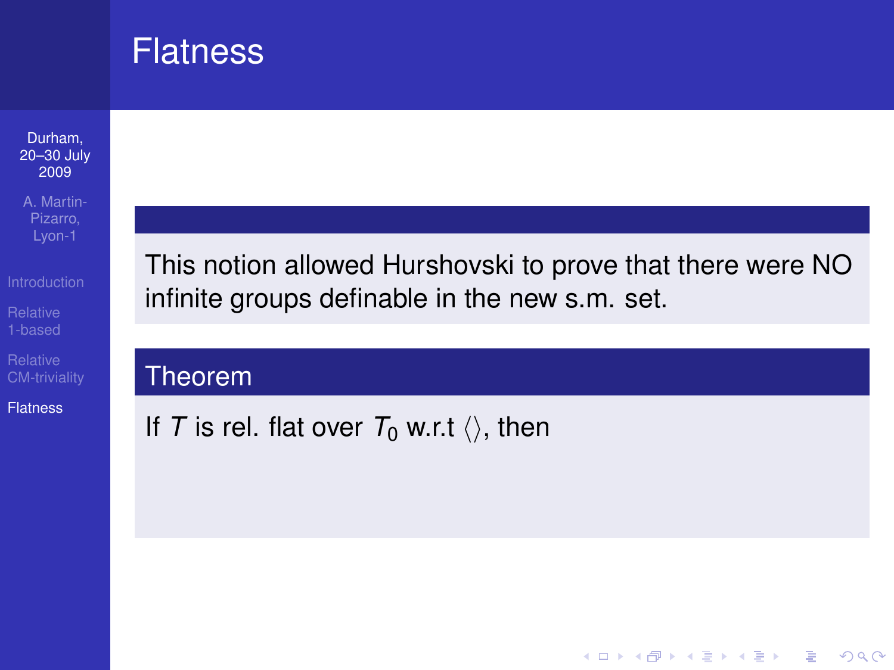# Flatness

This notion allowed Hurshovski to prove that there were NO infinite groups definable in the new s.m. set.

**Theorem**

If $T$ is rel. flat over $T_0$ w.r.t $\langle\rangle$, then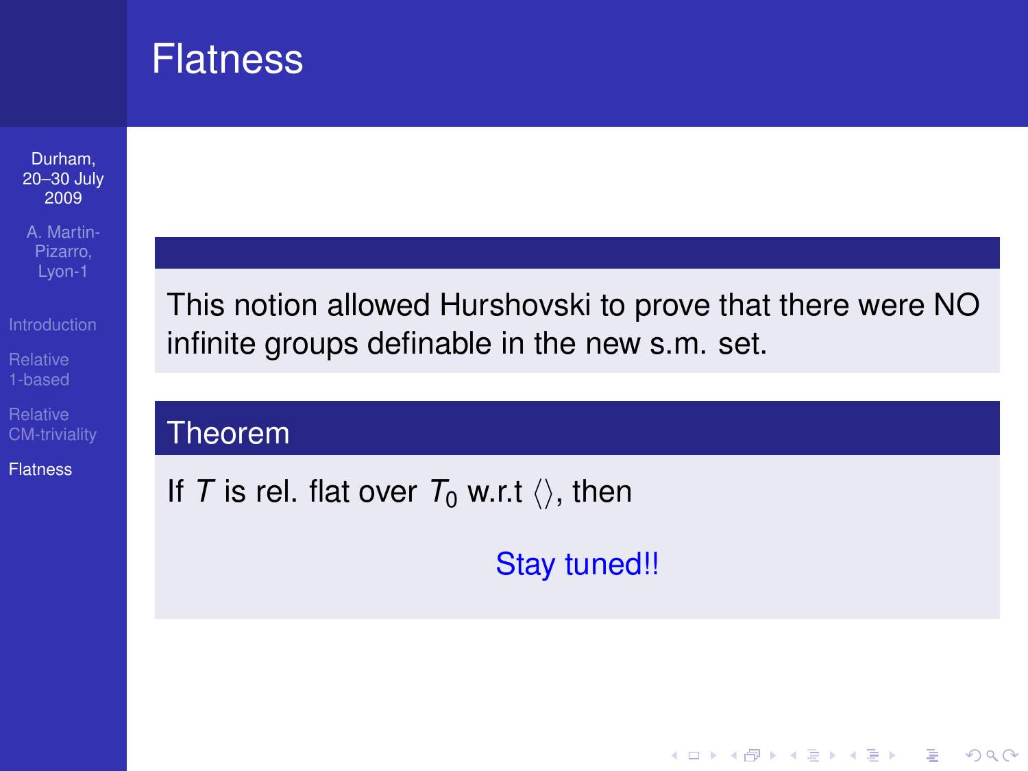## Flatness

This notion allowed Hurshovski to prove that there were NO infinite groups definable in the new s.m. set.

**Theorem**

If $T$ is rel. flat over $T_0$ w.r.t $\langle\rangle$, then

Stay tuned!!